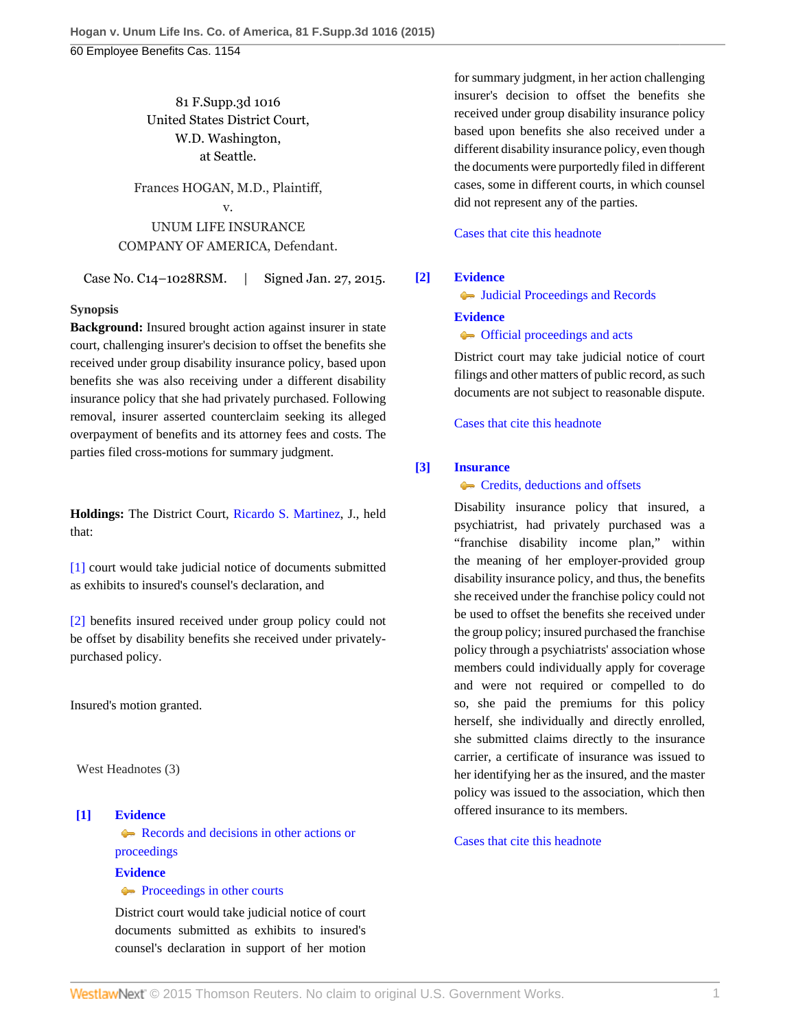81 F.Supp.3d 1016
United States District Court,
W.D. Washington,
at Seattle.

Frances HOGAN, M.D., Plaintiff,
v.
UNUM LIFE INSURANCE COMPANY OF AMERICA, Defendant.

Case No. C14–1028RSM. | Signed Jan. 27, 2015.

**Synopsis**

**Background:** Insured brought action against insurer in state court, challenging insurer's decision to offset the benefits she received under group disability insurance policy, based upon benefits she was also receiving under a different disability insurance policy that she had privately purchased. Following removal, insurer asserted counterclaim seeking its alleged overpayment of benefits and its attorney fees and costs. The parties filed cross-motions for summary judgment.

**Holdings:** The District Court, Ricardo S. Martinez, J., held that:

[1] court would take judicial notice of documents submitted as exhibits to insured's counsel's declaration, and

[2] benefits insured received under group policy could not be offset by disability benefits she received under privately-purchased policy.

Insured's motion granted.

West Headnotes (3)

**[1] Evidence**
Records and decisions in other actions or proceedings

**Evidence**
Proceedings in other courts

District court would take judicial notice of court documents submitted as exhibits to insured's counsel's declaration in support of her motion for summary judgment, in her action challenging insurer's decision to offset the benefits she received under group disability insurance policy based upon benefits she also received under a different disability insurance policy, even though the documents were purportedly filed in different cases, some in different courts, in which counsel did not represent any of the parties.

Cases that cite this headnote

**[2] Evidence**
Judicial Proceedings and Records

**Evidence**
Official proceedings and acts

District court may take judicial notice of court filings and other matters of public record, as such documents are not subject to reasonable dispute.

Cases that cite this headnote

**[3] Insurance**
Credits, deductions and offsets

Disability insurance policy that insured, a psychiatrist, had privately purchased was a "franchise disability income plan," within the meaning of her employer-provided group disability insurance policy, and thus, the benefits she received under the franchise policy could not be used to offset the benefits she received under the group policy; insured purchased the franchise policy through a psychiatrists' association whose members could individually apply for coverage and were not required or compelled to do so, she paid the premiums for this policy herself, she individually and directly enrolled, she submitted claims directly to the insurance carrier, a certificate of insurance was issued to her identifying her as the insured, and the master policy was issued to the association, which then offered insurance to its members.

Cases that cite this headnote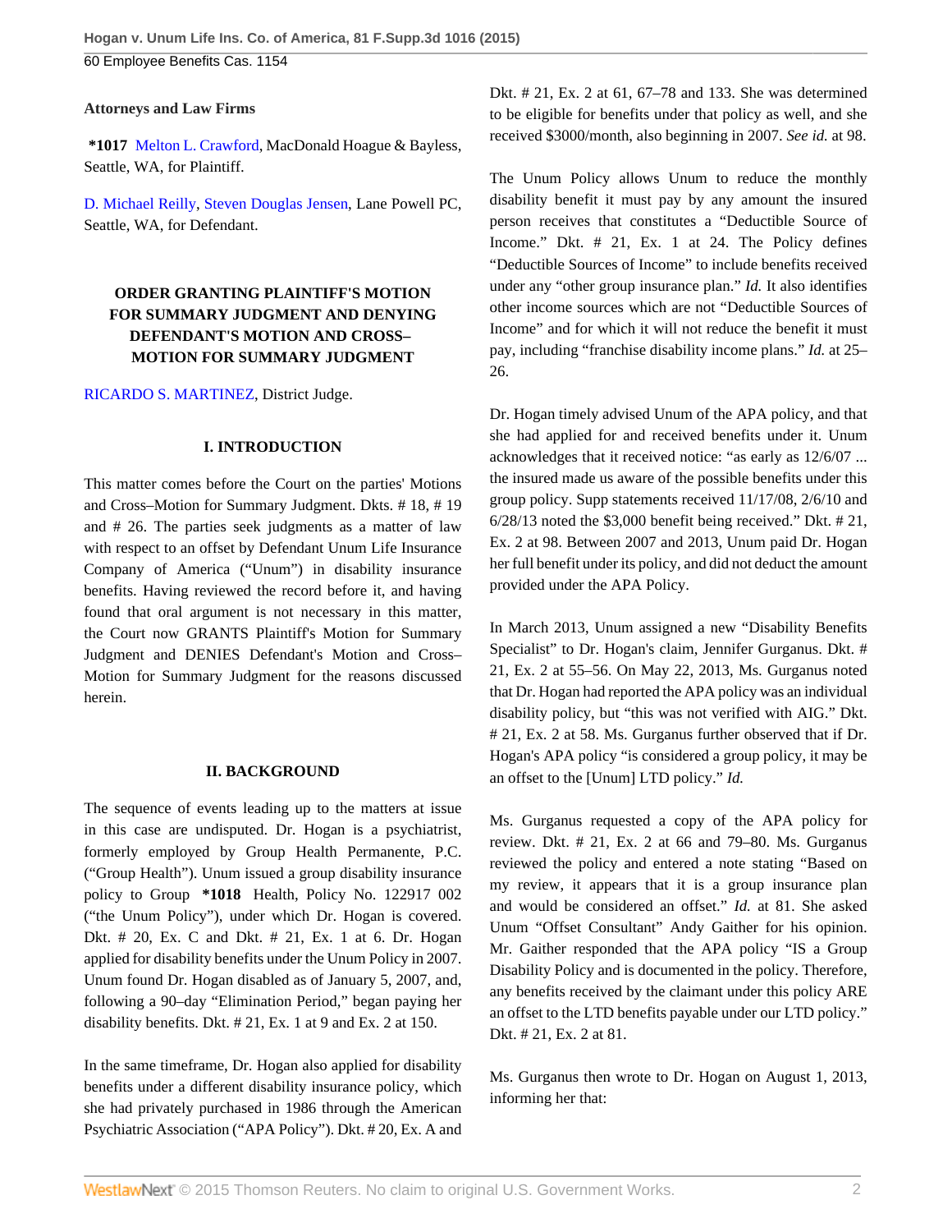### Attorneys and Law Firms

**\*1017** Melton L. Crawford, MacDonald Hoague & Bayless, Seattle, WA, for Plaintiff.

D. Michael Reilly, Steven Douglas Jensen, Lane Powell PC, Seattle, WA, for Defendant.

## ORDER GRANTING PLAINTIFF'S MOTION FOR SUMMARY JUDGMENT AND DENYING DEFENDANT'S MOTION AND CROSS–MOTION FOR SUMMARY JUDGMENT

RICARDO S. MARTINEZ, District Judge.

### I. INTRODUCTION

This matter comes before the Court on the parties' Motions and Cross–Motion for Summary Judgment. Dkts. # 18, # 19 and # 26. The parties seek judgments as a matter of law with respect to an offset by Defendant Unum Life Insurance Company of America ("Unum") in disability insurance benefits. Having reviewed the record before it, and having found that oral argument is not necessary in this matter, the Court now GRANTS Plaintiff's Motion for Summary Judgment and DENIES Defendant's Motion and Cross–Motion for Summary Judgment for the reasons discussed herein.

### II. BACKGROUND

The sequence of events leading up to the matters at issue in this case are undisputed. Dr. Hogan is a psychiatrist, formerly employed by Group Health Permanente, P.C. ("Group Health"). Unum issued a group disability insurance policy to Group **\*1018** Health, Policy No. 122917 002 ("the Unum Policy"), under which Dr. Hogan is covered. Dkt. # 20, Ex. C and Dkt. # 21, Ex. 1 at 6. Dr. Hogan applied for disability benefits under the Unum Policy in 2007. Unum found Dr. Hogan disabled as of January 5, 2007, and, following a 90–day "Elimination Period," began paying her disability benefits. Dkt. # 21, Ex. 1 at 9 and Ex. 2 at 150.

In the same timeframe, Dr. Hogan also applied for disability benefits under a different disability insurance policy, which she had privately purchased in 1986 through the American Psychiatric Association ("APA Policy"). Dkt. # 20, Ex. A and Dkt. # 21, Ex. 2 at 61, 67–78 and 133. She was determined to be eligible for benefits under that policy as well, and she received $3000/month, also beginning in 2007. *See id.* at 98.

The Unum Policy allows Unum to reduce the monthly disability benefit it must pay by any amount the insured person receives that constitutes a "Deductible Source of Income." Dkt. # 21, Ex. 1 at 24. The Policy defines "Deductible Sources of Income" to include benefits received under any "other group insurance plan." *Id.* It also identifies other income sources which are not "Deductible Sources of Income" and for which it will not reduce the benefit it must pay, including "franchise disability income plans." *Id.* at 25–26.

Dr. Hogan timely advised Unum of the APA policy, and that she had applied for and received benefits under it. Unum acknowledges that it received notice: "as early as 12/6/07 ... the insured made us aware of the possible benefits under this group policy. Supp statements received 11/17/08, 2/6/10 and 6/28/13 noted the $3,000 benefit being received." Dkt. # 21, Ex. 2 at 98. Between 2007 and 2013, Unum paid Dr. Hogan her full benefit under its policy, and did not deduct the amount provided under the APA Policy.

In March 2013, Unum assigned a new "Disability Benefits Specialist" to Dr. Hogan's claim, Jennifer Gurganus. Dkt. # 21, Ex. 2 at 55–56. On May 22, 2013, Ms. Gurganus noted that Dr. Hogan had reported the APA policy was an individual disability policy, but "this was not verified with AIG." Dkt. # 21, Ex. 2 at 58. Ms. Gurganus further observed that if Dr. Hogan's APA policy "is considered a group policy, it may be an offset to the [Unum] LTD policy." *Id.*

Ms. Gurganus requested a copy of the APA policy for review. Dkt. # 21, Ex. 2 at 66 and 79–80. Ms. Gurganus reviewed the policy and entered a note stating "Based on my review, it appears that it is a group insurance plan and would be considered an offset." *Id.* at 81. She asked Unum "Offset Consultant" Andy Gaither for his opinion. Mr. Gaither responded that the APA policy "IS a Group Disability Policy and is documented in the policy. Therefore, any benefits received by the claimant under this policy ARE an offset to the LTD benefits payable under our LTD policy." Dkt. # 21, Ex. 2 at 81.

Ms. Gurganus then wrote to Dr. Hogan on August 1, 2013, informing her that: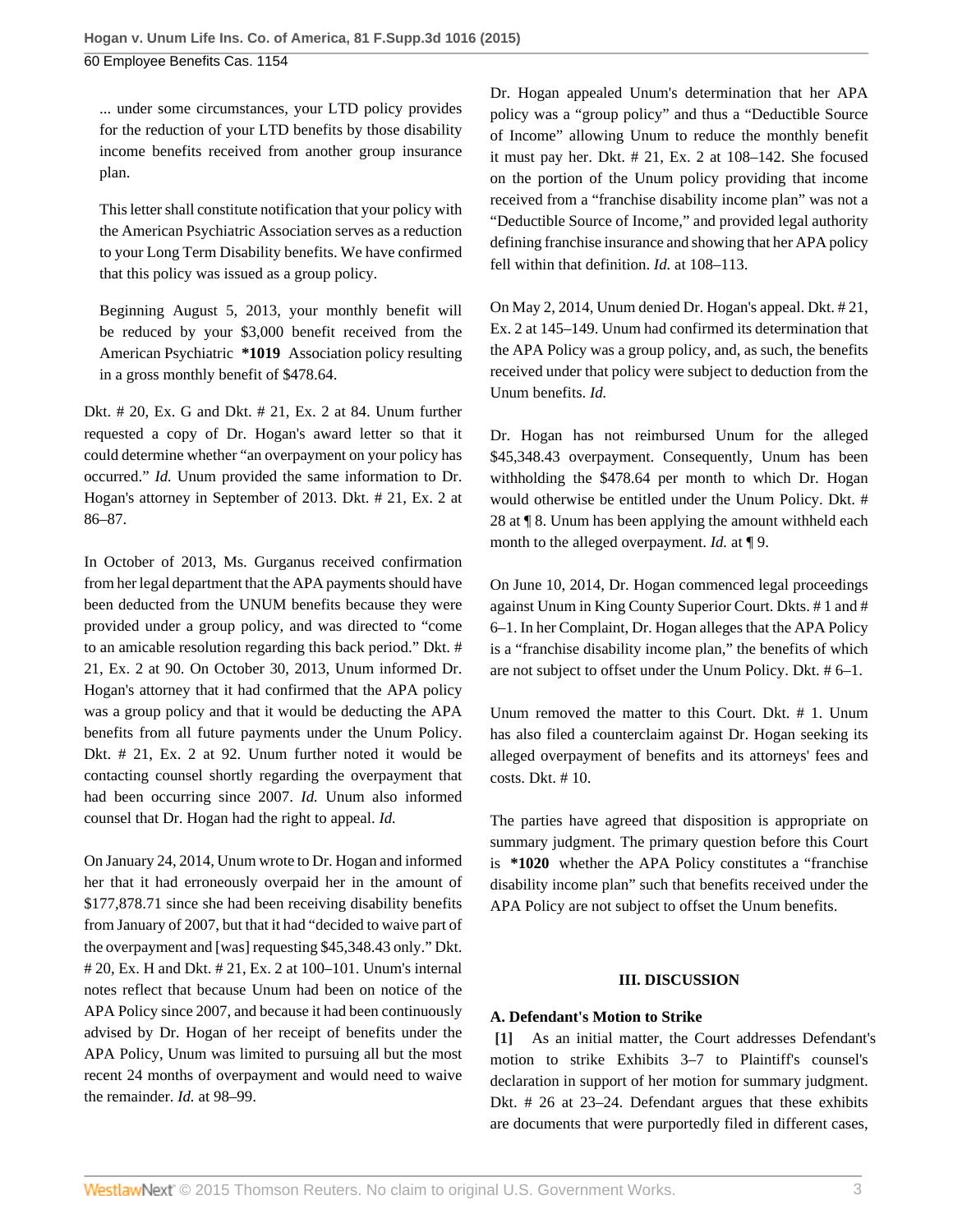... under some circumstances, your LTD policy provides for the reduction of your LTD benefits by those disability income benefits received from another group insurance plan.

> This letter shall constitute notification that your policy with the American Psychiatric Association serves as a reduction to your Long Term Disability benefits. We have confirmed that this policy was issued as a group policy.
>
> Beginning August 5, 2013, your monthly benefit will be reduced by your $3,000 benefit received from the American Psychiatric **\*1019** Association policy resulting in a gross monthly benefit of $478.64.

Dkt. # 20, Ex. G and Dkt. # 21, Ex. 2 at 84. Unum further requested a copy of Dr. Hogan's award letter so that it could determine whether "an overpayment on your policy has occurred." *Id.* Unum provided the same information to Dr. Hogan's attorney in September of 2013. Dkt. # 21, Ex. 2 at 86–87.

In October of 2013, Ms. Gurganus received confirmation from her legal department that the APA payments should have been deducted from the UNUM benefits because they were provided under a group policy, and was directed to "come to an amicable resolution regarding this back period." Dkt. # 21, Ex. 2 at 90. On October 30, 2013, Unum informed Dr. Hogan's attorney that it had confirmed that the APA policy was a group policy and that it would be deducting the APA benefits from all future payments under the Unum Policy. Dkt. # 21, Ex. 2 at 92. Unum further noted it would be contacting counsel shortly regarding the overpayment that had been occurring since 2007. *Id.* Unum also informed counsel that Dr. Hogan had the right to appeal. *Id.*

On January 24, 2014, Unum wrote to Dr. Hogan and informed her that it had erroneously overpaid her in the amount of $177,878.71 since she had been receiving disability benefits from January of 2007, but that it had "decided to waive part of the overpayment and [was] requesting $45,348.43 only." Dkt. # 20, Ex. H and Dkt. # 21, Ex. 2 at 100–101. Unum's internal notes reflect that because Unum had been on notice of the APA Policy since 2007, and because it had been continuously advised by Dr. Hogan of her receipt of benefits under the APA Policy, Unum was limited to pursuing all but the most recent 24 months of overpayment and would need to waive the remainder. *Id.* at 98–99.

Dr. Hogan appealed Unum's determination that her APA policy was a "group policy" and thus a "Deductible Source of Income" allowing Unum to reduce the monthly benefit it must pay her. Dkt. # 21, Ex. 2 at 108–142. She focused on the portion of the Unum policy providing that income received from a "franchise disability income plan" was not a "Deductible Source of Income," and provided legal authority defining franchise insurance and showing that her APA policy fell within that definition. *Id.* at 108–113.

On May 2, 2014, Unum denied Dr. Hogan's appeal. Dkt. # 21, Ex. 2 at 145–149. Unum had confirmed its determination that the APA Policy was a group policy, and, as such, the benefits received under that policy were subject to deduction from the Unum benefits. *Id.*

Dr. Hogan has not reimbursed Unum for the alleged $45,348.43 overpayment. Consequently, Unum has been withholding the $478.64 per month to which Dr. Hogan would otherwise be entitled under the Unum Policy. Dkt. # 28 at ¶ 8. Unum has been applying the amount withheld each month to the alleged overpayment. *Id.* at ¶ 9.

On June 10, 2014, Dr. Hogan commenced legal proceedings against Unum in King County Superior Court. Dkts. # 1 and # 6–1. In her Complaint, Dr. Hogan alleges that the APA Policy is a "franchise disability income plan," the benefits of which are not subject to offset under the Unum Policy. Dkt. # 6–1.

Unum removed the matter to this Court. Dkt. # 1. Unum has also filed a counterclaim against Dr. Hogan seeking its alleged overpayment of benefits and its attorneys' fees and costs. Dkt. # 10.

The parties have agreed that disposition is appropriate on summary judgment. The primary question before this Court is **\*1020** whether the APA Policy constitutes a "franchise disability income plan" such that benefits received under the APA Policy are not subject to offset the Unum benefits.

## III. DISCUSSION

### A. Defendant's Motion to Strike

**[1]** As an initial matter, the Court addresses Defendant's motion to strike Exhibits 3–7 to Plaintiff's counsel's declaration in support of her motion for summary judgment. Dkt. # 26 at 23–24. Defendant argues that these exhibits are documents that were purportedly filed in different cases,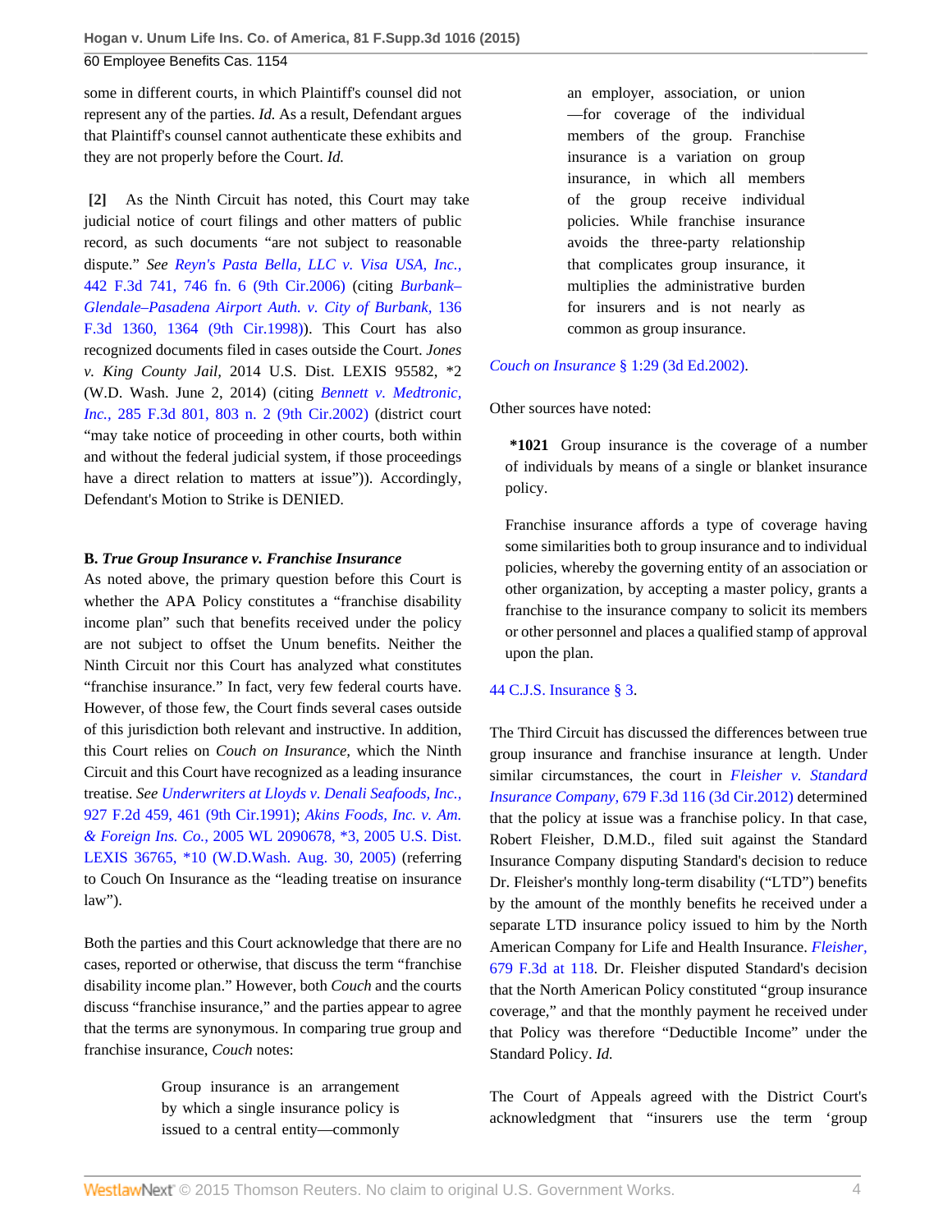some in different courts, in which Plaintiff's counsel did not represent any of the parties. *Id.* As a result, Defendant argues that Plaintiff's counsel cannot authenticate these exhibits and they are not properly before the Court. *Id.*

**[2]** As the Ninth Circuit has noted, this Court may take judicial notice of court filings and other matters of public record, as such documents "are not subject to reasonable dispute." *See Reyn's Pasta Bella, LLC v. Visa USA, Inc.,* 442 F.3d 741, 746 fn. 6 (9th Cir.2006) (citing *Burbank–Glendale–Pasadena Airport Auth. v. City of Burbank,* 136 F.3d 1360, 1364 (9th Cir.1998)). This Court has also recognized documents filed in cases outside the Court. *Jones v. King County Jail,* 2014 U.S. Dist. LEXIS 95582, *2 (W.D. Wash. June 2, 2014) (citing *Bennett v. Medtronic, Inc.,* 285 F.3d 801, 803 n. 2 (9th Cir.2002) (district court "may take notice of proceeding in other courts, both within and without the federal judicial system, if those proceedings have a direct relation to matters at issue")). Accordingly, Defendant's Motion to Strike is DENIED.

### B. *True Group Insurance v. Franchise Insurance*

As noted above, the primary question before this Court is whether the APA Policy constitutes a "franchise disability income plan" such that benefits received under the policy are not subject to offset the Unum benefits. Neither the Ninth Circuit nor this Court has analyzed what constitutes "franchise insurance." In fact, very few federal courts have. However, of those few, the Court finds several cases outside of this jurisdiction both relevant and instructive. In addition, this Court relies on *Couch on Insurance,* which the Ninth Circuit and this Court have recognized as a leading insurance treatise. *See Underwriters at Lloyds v. Denali Seafoods, Inc.,* 927 F.2d 459, 461 (9th Cir.1991); *Akins Foods, Inc. v. Am. & Foreign Ins. Co.,* 2005 WL 2090678, *3, 2005 U.S. Dist. LEXIS 36765, *10 (W.D.Wash. Aug. 30, 2005) (referring to Couch On Insurance as the "leading treatise on insurance law").

Both the parties and this Court acknowledge that there are no cases, reported or otherwise, that discuss the term "franchise disability income plan." However, both *Couch* and the courts discuss "franchise insurance," and the parties appear to agree that the terms are synonymous. In comparing true group and franchise insurance, *Couch* notes:

> Group insurance is an arrangement by which a single insurance policy is issued to a central entity—commonly an employer, association, or union—for coverage of the individual members of the group. Franchise insurance is a variation on group insurance, in which all members of the group receive individual policies. While franchise insurance avoids the three-party relationship that complicates group insurance, it multiplies the administrative burden for insurers and is not nearly as common as group insurance.

*Couch on Insurance* § 1:29 (3d Ed.2002).

Other sources have noted:

> **\*1021** Group insurance is the coverage of a number of individuals by means of a single or blanket insurance policy.
>
> Franchise insurance affords a type of coverage having some similarities both to group insurance and to individual policies, whereby the governing entity of an association or other organization, by accepting a master policy, grants a franchise to the insurance company to solicit its members or other personnel and places a qualified stamp of approval upon the plan.

44 C.J.S. Insurance § 3.

The Third Circuit has discussed the differences between true group insurance and franchise insurance at length. Under similar circumstances, the court in *Fleisher v. Standard Insurance Company,* 679 F.3d 116 (3d Cir.2012) determined that the policy at issue was a franchise policy. In that case, Robert Fleisher, D.M.D., filed suit against the Standard Insurance Company disputing Standard's decision to reduce Dr. Fleisher's monthly long-term disability ("LTD") benefits by the amount of the monthly benefits he received under a separate LTD insurance policy issued to him by the North American Company for Life and Health Insurance. *Fleisher,* 679 F.3d at 118. Dr. Fleisher disputed Standard's decision that the North American Policy constituted "group insurance coverage," and that the monthly payment he received under that Policy was therefore "Deductible Income" under the Standard Policy. *Id.*

The Court of Appeals agreed with the District Court's acknowledgment that "insurers use the term 'group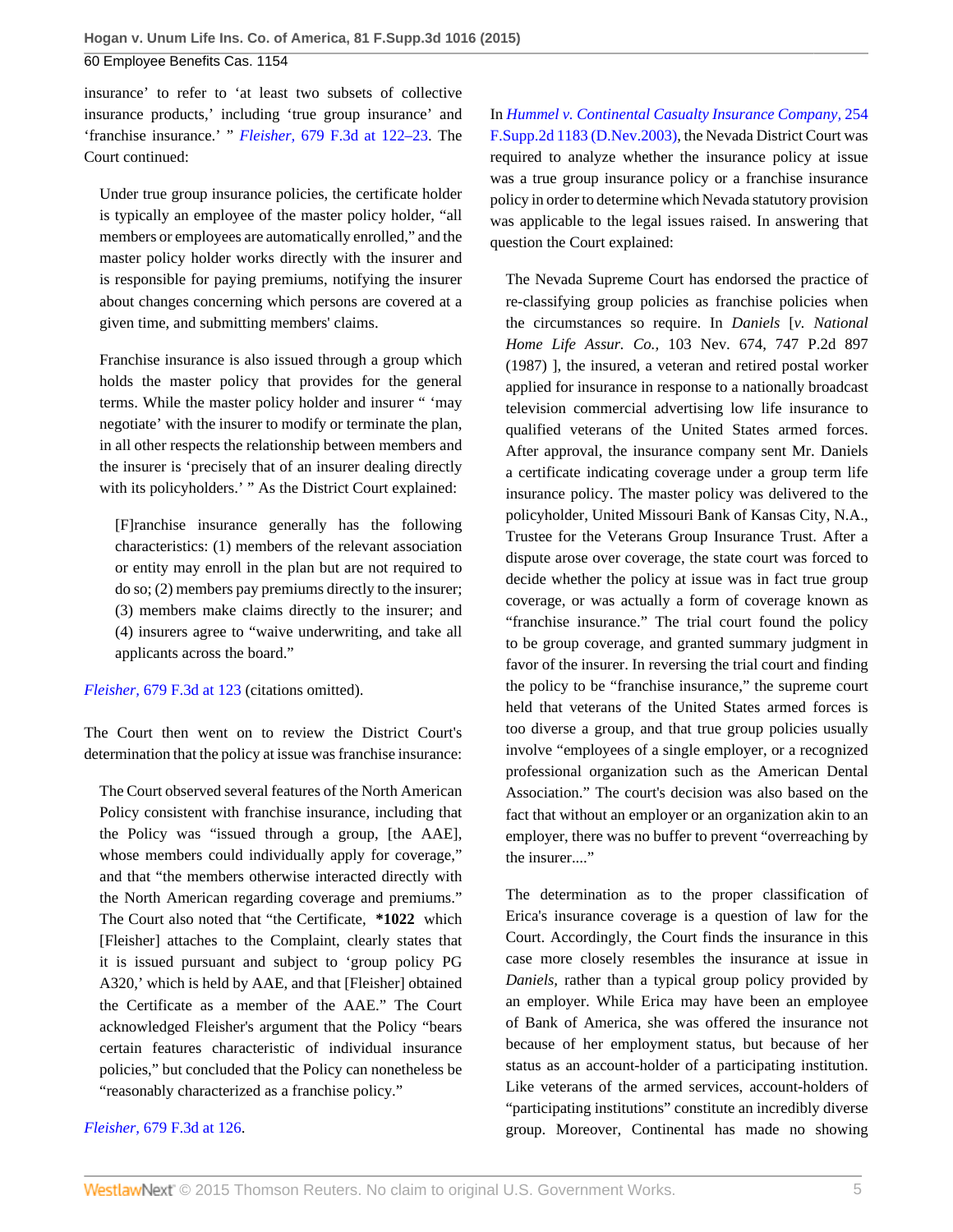insurance' to refer to 'at least two subsets of collective insurance products,' including 'true group insurance' and 'franchise insurance.' " *Fleisher,* 679 F.3d at 122–23. The Court continued:

> Under true group insurance policies, the certificate holder is typically an employee of the master policy holder, "all members or employees are automatically enrolled," and the master policy holder works directly with the insurer and is responsible for paying premiums, notifying the insurer about changes concerning which persons are covered at a given time, and submitting members' claims.
>
> Franchise insurance is also issued through a group which holds the master policy that provides for the general terms. While the master policy holder and insurer " 'may negotiate' with the insurer to modify or terminate the plan, in all other respects the relationship between members and the insurer is 'precisely that of an insurer dealing directly with its policyholders.' " As the District Court explained:
>
> > [F]ranchise insurance generally has the following characteristics: (1) members of the relevant association or entity may enroll in the plan but are not required to do so; (2) members pay premiums directly to the insurer; (3) members make claims directly to the insurer; and (4) insurers agree to "waive underwriting, and take all applicants across the board."

*Fleisher,* 679 F.3d at 123 (citations omitted).

The Court then went on to review the District Court's determination that the policy at issue was franchise insurance:

> The Court observed several features of the North American Policy consistent with franchise insurance, including that the Policy was "issued through a group, [the AAE], whose members could individually apply for coverage," and that "the members otherwise interacted directly with the North American regarding coverage and premiums." The Court also noted that "the Certificate, **\*1022** which [Fleisher] attaches to the Complaint, clearly states that it is issued pursuant and subject to 'group policy PG A320,' which is held by AAE, and that [Fleisher] obtained the Certificate as a member of the AAE." The Court acknowledged Fleisher's argument that the Policy "bears certain features characteristic of individual insurance policies," but concluded that the Policy can nonetheless be "reasonably characterized as a franchise policy."

*Fleisher,* 679 F.3d at 126.

In *Hummel v. Continental Casualty Insurance Company,* 254 F.Supp.2d 1183 (D.Nev.2003), the Nevada District Court was required to analyze whether the insurance policy at issue was a true group insurance policy or a franchise insurance policy in order to determine which Nevada statutory provision was applicable to the legal issues raised. In answering that question the Court explained:

> The Nevada Supreme Court has endorsed the practice of re-classifying group policies as franchise policies when the circumstances so require. In *Daniels* [*v. National Home Life Assur. Co.,* 103 Nev. 674, 747 P.2d 897 (1987) ], the insured, a veteran and retired postal worker applied for insurance in response to a nationally broadcast television commercial advertising low life insurance to qualified veterans of the United States armed forces. After approval, the insurance company sent Mr. Daniels a certificate indicating coverage under a group term life insurance policy. The master policy was delivered to the policyholder, United Missouri Bank of Kansas City, N.A., Trustee for the Veterans Group Insurance Trust. After a dispute arose over coverage, the state court was forced to decide whether the policy at issue was in fact true group coverage, or was actually a form of coverage known as "franchise insurance." The trial court found the policy to be group coverage, and granted summary judgment in favor of the insurer. In reversing the trial court and finding the policy to be "franchise insurance," the supreme court held that veterans of the United States armed forces is too diverse a group, and that true group policies usually involve "employees of a single employer, or a recognized professional organization such as the American Dental Association." The court's decision was also based on the fact that without an employer or an organization akin to an employer, there was no buffer to prevent "overreaching by the insurer...."
>
> The determination as to the proper classification of Erica's insurance coverage is a question of law for the Court. Accordingly, the Court finds the insurance in this case more closely resembles the insurance at issue in *Daniels,* rather than a typical group policy provided by an employer. While Erica may have been an employee of Bank of America, she was offered the insurance not because of her employment status, but because of her status as an account-holder of a participating institution. Like veterans of the armed services, account-holders of "participating institutions" constitute an incredibly diverse group. Moreover, Continental has made no showing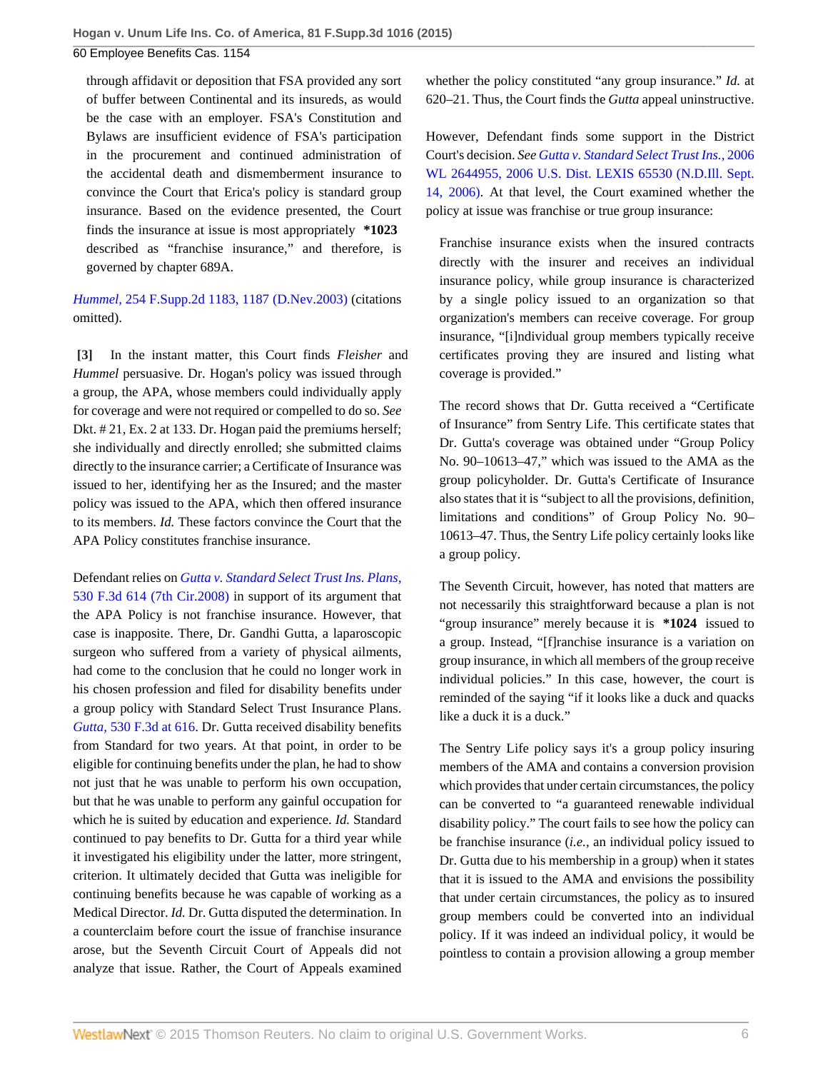> through affidavit or deposition that FSA provided any sort of buffer between Continental and its insureds, as would be the case with an employer. FSA's Constitution and Bylaws are insufficient evidence of FSA's participation in the procurement and continued administration of the accidental death and dismemberment insurance to convince the Court that Erica's policy is standard group insurance. Based on the evidence presented, the Court finds the insurance at issue is most appropriately **\*1023** described as "franchise insurance," and therefore, is governed by chapter 689A.

*Hummel,* 254 F.Supp.2d 1183, 1187 (D.Nev.2003) (citations omitted).

**[3]** In the instant matter, this Court finds *Fleisher* and *Hummel* persuasive. Dr. Hogan's policy was issued through a group, the APA, whose members could individually apply for coverage and were not required or compelled to do so. *See* Dkt. # 21, Ex. 2 at 133. Dr. Hogan paid the premiums herself; she individually and directly enrolled; she submitted claims directly to the insurance carrier; a Certificate of Insurance was issued to her, identifying her as the Insured; and the master policy was issued to the APA, which then offered insurance to its members. *Id.* These factors convince the Court that the APA Policy constitutes franchise insurance.

Defendant relies on *Gutta v. Standard Select Trust Ins. Plans,* 530 F.3d 614 (7th Cir.2008) in support of its argument that the APA Policy is not franchise insurance. However, that case is inapposite. There, Dr. Gandhi Gutta, a laparoscopic surgeon who suffered from a variety of physical ailments, had come to the conclusion that he could no longer work in his chosen profession and filed for disability benefits under a group policy with Standard Select Trust Insurance Plans. *Gutta,* 530 F.3d at 616. Dr. Gutta received disability benefits from Standard for two years. At that point, in order to be eligible for continuing benefits under the plan, he had to show not just that he was unable to perform his own occupation, but that he was unable to perform any gainful occupation for which he is suited by education and experience. *Id.* Standard continued to pay benefits to Dr. Gutta for a third year while it investigated his eligibility under the latter, more stringent, criterion. It ultimately decided that Gutta was ineligible for continuing benefits because he was capable of working as a Medical Director. *Id.* Dr. Gutta disputed the determination. In a counterclaim before court the issue of franchise insurance arose, but the Seventh Circuit Court of Appeals did not analyze that issue. Rather, the Court of Appeals examined whether the policy constituted "any group insurance." *Id.* at 620–21. Thus, the Court finds the *Gutta* appeal uninstructive.

However, Defendant finds some support in the District Court's decision. *See Gutta v. Standard Select Trust Ins.,* 2006 WL 2644955, 2006 U.S. Dist. LEXIS 65530 (N.D.Ill. Sept. 14, 2006). At that level, the Court examined whether the policy at issue was franchise or true group insurance:

> Franchise insurance exists when the insured contracts directly with the insurer and receives an individual insurance policy, while group insurance is characterized by a single policy issued to an organization so that organization's members can receive coverage. For group insurance, "[i]ndividual group members typically receive certificates proving they are insured and listing what coverage is provided."
>
> The record shows that Dr. Gutta received a "Certificate of Insurance" from Sentry Life. This certificate states that Dr. Gutta's coverage was obtained under "Group Policy No. 90–10613–47," which was issued to the AMA as the group policyholder. Dr. Gutta's Certificate of Insurance also states that it is "subject to all the provisions, definition, limitations and conditions" of Group Policy No. 90–10613–47. Thus, the Sentry Life policy certainly looks like a group policy.
>
> The Seventh Circuit, however, has noted that matters are not necessarily this straightforward because a plan is not "group insurance" merely because it is **\*1024** issued to a group. Instead, "[f]ranchise insurance is a variation on group insurance, in which all members of the group receive individual policies." In this case, however, the court is reminded of the saying "if it looks like a duck and quacks like a duck it is a duck."
>
> The Sentry Life policy says it's a group policy insuring members of the AMA and contains a conversion provision which provides that under certain circumstances, the policy can be converted to "a guaranteed renewable individual disability policy." The court fails to see how the policy can be franchise insurance (*i.e.,* an individual policy issued to Dr. Gutta due to his membership in a group) when it states that it is issued to the AMA and envisions the possibility that under certain circumstances, the policy as to insured group members could be converted into an individual policy. If it was indeed an individual policy, it would be pointless to contain a provision allowing a group member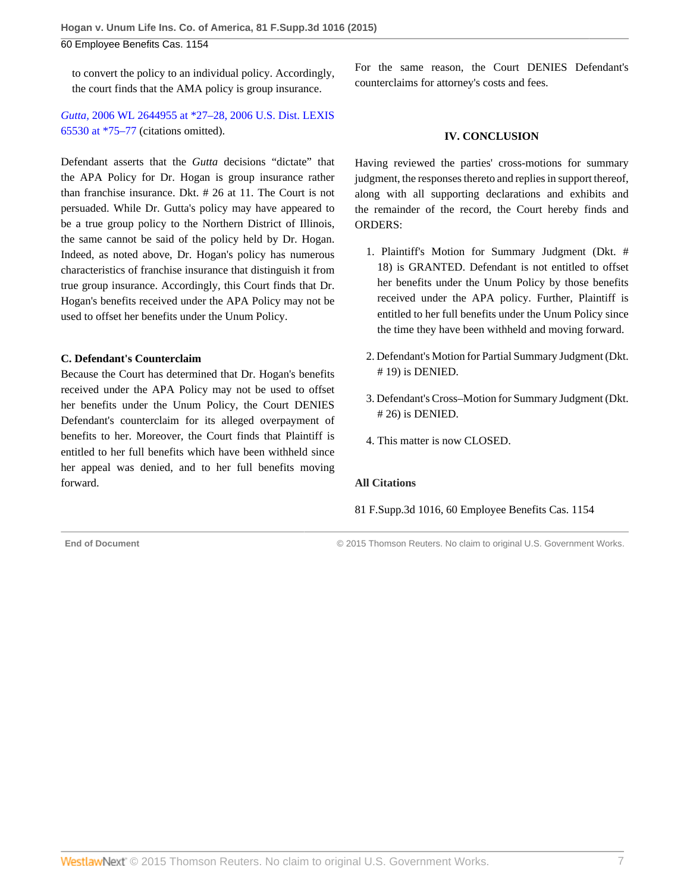to convert the policy to an individual policy. Accordingly, the court finds that the AMA policy is group insurance.

*Gutta,* 2006 WL 2644955 at *27–28, 2006 U.S. Dist. LEXIS 65530 at *75–77 (citations omitted).

Defendant asserts that the *Gutta* decisions "dictate" that the APA Policy for Dr. Hogan is group insurance rather than franchise insurance. Dkt. # 26 at 11. The Court is not persuaded. While Dr. Gutta's policy may have appeared to be a true group policy to the Northern District of Illinois, the same cannot be said of the policy held by Dr. Hogan. Indeed, as noted above, Dr. Hogan's policy has numerous characteristics of franchise insurance that distinguish it from true group insurance. Accordingly, this Court finds that Dr. Hogan's benefits received under the APA Policy may not be used to offset her benefits under the Unum Policy.

### C. Defendant's Counterclaim

Because the Court has determined that Dr. Hogan's benefits received under the APA Policy may not be used to offset her benefits under the Unum Policy, the Court DENIES Defendant's counterclaim for its alleged overpayment of benefits to her. Moreover, the Court finds that Plaintiff is entitled to her full benefits which have been withheld since her appeal was denied, and to her full benefits moving forward.

For the same reason, the Court DENIES Defendant's counterclaims for attorney's costs and fees.

## IV. CONCLUSION

Having reviewed the parties' cross-motions for summary judgment, the responses thereto and replies in support thereof, along with all supporting declarations and exhibits and the remainder of the record, the Court hereby finds and ORDERS:

1. Plaintiff's Motion for Summary Judgment (Dkt. # 18) is GRANTED. Defendant is not entitled to offset her benefits under the Unum Policy by those benefits received under the APA policy. Further, Plaintiff is entitled to her full benefits under the Unum Policy since the time they have been withheld and moving forward.

2. Defendant's Motion for Partial Summary Judgment (Dkt. # 19) is DENIED.

3. Defendant's Cross–Motion for Summary Judgment (Dkt. # 26) is DENIED.

4. This matter is now CLOSED.

### All Citations

81 F.Supp.3d 1016, 60 Employee Benefits Cas. 1154

End of Document © 2015 Thomson Reuters. No claim to original U.S. Government Works.